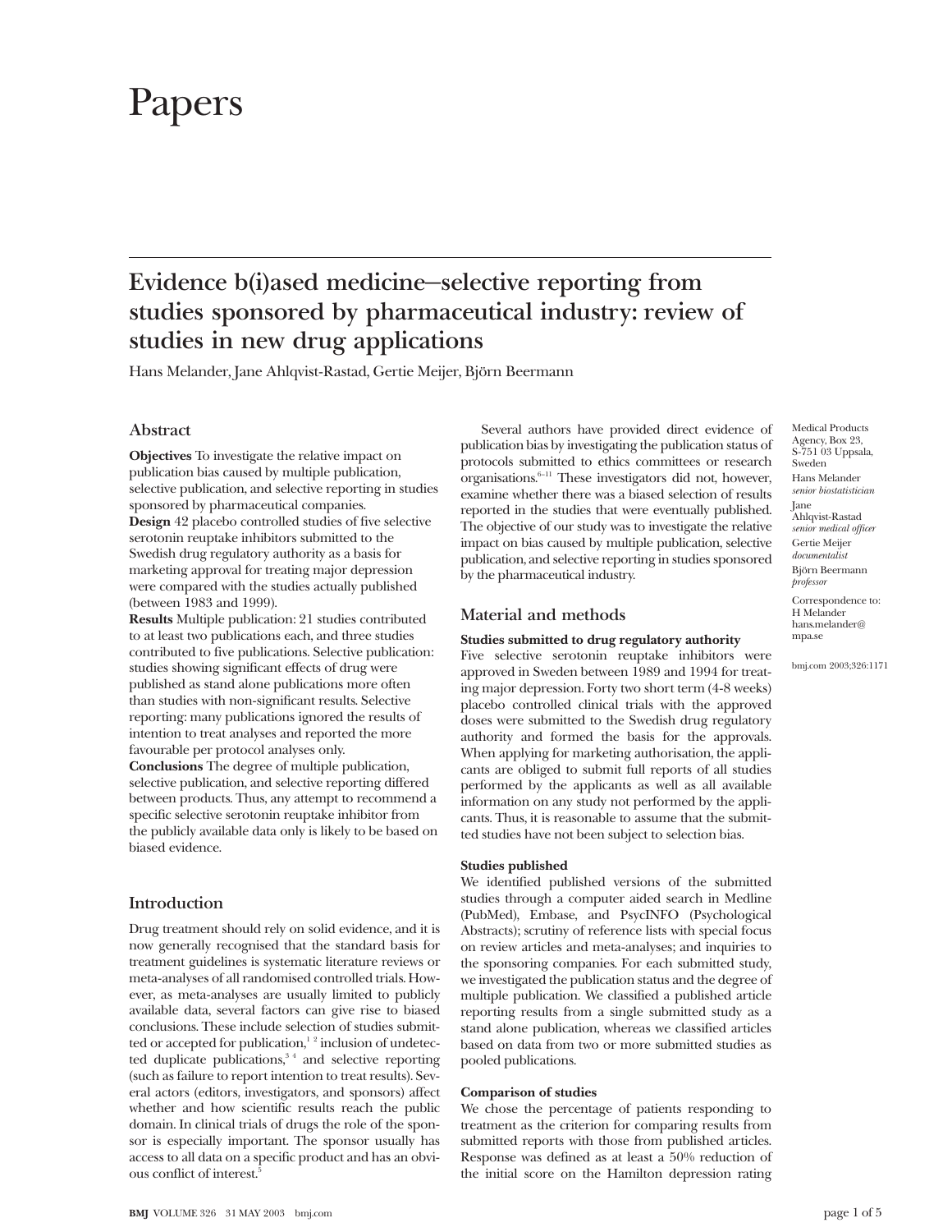# Papers

## Evidence b(i)ased medicine—selective reporting from studies sponsored by pharmaceutical industry: review of studies in new drug applications

Hans Melander, Jane Ahlqvist-Rastad, Gertie Meijer, Björn Beermann

Medical Products Agency, Box 23, S-751 03 Uppsala, Sweden
Hans Melander *senior biostatistician*
Jane Ahlqvist-Rastad *senior medical officer*
Gertie Meijer *documentalist*
Björn Beermann *professor*

Correspondence to: H Melander hans.melander@mpa.se

bmj.com 2003;326:1171

### Abstract

**Objectives** To investigate the relative impact on publication bias caused by multiple publication, selective publication, and selective reporting in studies sponsored by pharmaceutical companies.

**Design** 42 placebo controlled studies of five selective serotonin reuptake inhibitors submitted to the Swedish drug regulatory authority as a basis for marketing approval for treating major depression were compared with the studies actually published (between 1983 and 1999).

**Results** Multiple publication: 21 studies contributed to at least two publications each, and three studies contributed to five publications. Selective publication: studies showing significant effects of drug were published as stand alone publications more often than studies with non-significant results. Selective reporting: many publications ignored the results of intention to treat analyses and reported the more favourable per protocol analyses only.

**Conclusions** The degree of multiple publication, selective publication, and selective reporting differed between products. Thus, any attempt to recommend a specific selective serotonin reuptake inhibitor from the publicly available data only is likely to be based on biased evidence.

### Introduction

Drug treatment should rely on solid evidence, and it is now generally recognised that the standard basis for treatment guidelines is systematic literature reviews or meta-analyses of all randomised controlled trials. However, as meta-analyses are usually limited to publicly available data, several factors can give rise to biased conclusions. These include selection of studies submitted or accepted for publication,[1 2] inclusion of undetected duplicate publications,[3 4] and selective reporting (such as failure to report intention to treat results). Several actors (editors, investigators, and sponsors) affect whether and how scientific results reach the public domain. In clinical trials of drugs the role of the sponsor is especially important. The sponsor usually has access to all data on a specific product and has an obvious conflict of interest.[5]

Several authors have provided direct evidence of publication bias by investigating the publication status of protocols submitted to ethics committees or research organisations.[6–11] These investigators did not, however, examine whether there was a biased selection of results reported in the studies that were eventually published. The objective of our study was to investigate the relative impact on bias caused by multiple publication, selective publication, and selective reporting in studies sponsored by the pharmaceutical industry.

### Material and methods

#### Studies submitted to drug regulatory authority

Five selective serotonin reuptake inhibitors were approved in Sweden between 1989 and 1994 for treating major depression. Forty two short term (4-8 weeks) placebo controlled clinical trials with the approved doses were submitted to the Swedish drug regulatory authority and formed the basis for the approvals. When applying for marketing authorisation, the applicants are obliged to submit full reports of all studies performed by the applicants as well as all available information on any study not performed by the applicants. Thus, it is reasonable to assume that the submitted studies have not been subject to selection bias.

#### Studies published

We identified published versions of the submitted studies through a computer aided search in Medline (PubMed), Embase, and PsycINFO (Psychological Abstracts); scrutiny of reference lists with special focus on review articles and meta-analyses; and inquiries to the sponsoring companies. For each submitted study, we investigated the publication status and the degree of multiple publication. We classified a published article reporting results from a single submitted study as a stand alone publication, whereas we classified articles based on data from two or more submitted studies as pooled publications.

#### Comparison of studies

We chose the percentage of patients responding to treatment as the criterion for comparing results from submitted reports with those from published articles. Response was defined as at least a 50% reduction of the initial score on the Hamilton depression rating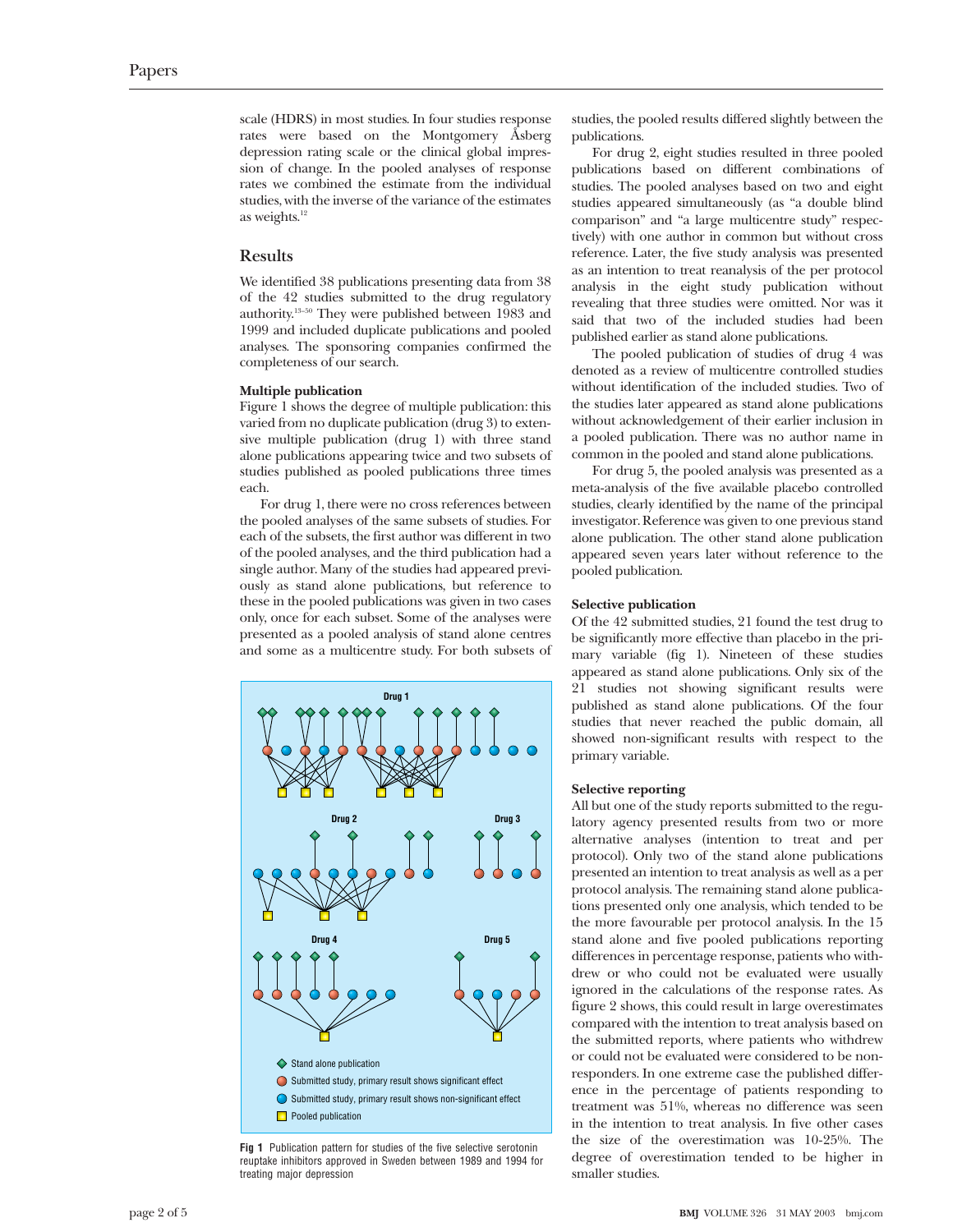scale (HDRS) in most studies. In four studies response rates were based on the Montgomery Åsberg depression rating scale or the clinical global impression of change. In the pooled analyses of response rates we combined the estimate from the individual studies, with the inverse of the variance of the estimates as weights.[12]

## Results

We identified 38 publications presenting data from 38 of the 42 studies submitted to the drug regulatory authority.[13–50] They were published between 1983 and 1999 and included duplicate publications and pooled analyses. The sponsoring companies confirmed the completeness of our search.

### Multiple publication

Figure 1 shows the degree of multiple publication: this varied from no duplicate publication (drug 3) to extensive multiple publication (drug 1) with three stand alone publications appearing twice and two subsets of studies published as pooled publications three times each.

For drug 1, there were no cross references between the pooled analyses of the same subsets of studies. For each of the subsets, the first author was different in two of the pooled analyses, and the third publication had a single author. Many of the studies had appeared previously as stand alone publications, but reference to these in the pooled publications was given in two cases only, once for each subset. Some of the analyses were presented as a pooled analysis of stand alone centres and some as a multicentre study. For both subsets of studies, the pooled results differed slightly between the publications.

For drug 2, eight studies resulted in three pooled publications based on different combinations of studies. The pooled analyses based on two and eight studies appeared simultaneously (as "a double blind comparison" and "a large multicentre study" respectively) with one author in common but without cross reference. Later, the five study analysis was presented as an intention to treat reanalysis of the per protocol analysis in the eight study publication without revealing that three studies were omitted. Nor was it said that two of the included studies had been published earlier as stand alone publications.

The pooled publication of studies of drug 4 was denoted as a review of multicentre controlled studies without identification of the included studies. Two of the studies later appeared as stand alone publications without acknowledgement of their earlier inclusion in a pooled publication. There was no author name in common in the pooled and stand alone publications.

For drug 5, the pooled analysis was presented as a meta-analysis of the five available placebo controlled studies, clearly identified by the name of the principal investigator. Reference was given to one previous stand alone publication. The other stand alone publication appeared seven years later without reference to the pooled publication.

**Fig 1** Publication pattern for studies of the five selective serotonin reuptake inhibitors approved in Sweden between 1989 and 1994 for treating major depression

### Selective publication

Of the 42 submitted studies, 21 found the test drug to be significantly more effective than placebo in the primary variable (fig 1). Nineteen of these studies appeared as stand alone publications. Only six of the 21 studies not showing significant results were published as stand alone publications. Of the four studies that never reached the public domain, all showed non-significant results with respect to the primary variable.

### Selective reporting

All but one of the study reports submitted to the regulatory agency presented results from two or more alternative analyses (intention to treat and per protocol). Only two of the stand alone publications presented an intention to treat analysis as well as a per protocol analysis. The remaining stand alone publications presented only one analysis, which tended to be the more favourable per protocol analysis. In the 15 stand alone and five pooled publications reporting differences in percentage response, patients who withdrew or who could not be evaluated were usually ignored in the calculations of the response rates. As figure 2 shows, this could result in large overestimates compared with the intention to treat analysis based on the submitted reports, where patients who withdrew or could not be evaluated were considered to be non-responders. In one extreme case the published difference in the percentage of patients responding to treatment was 51%, whereas no difference was seen in the intention to treat analysis. In five other cases the size of the overestimation was 10-25%. The degree of overestimation tended to be higher in smaller studies.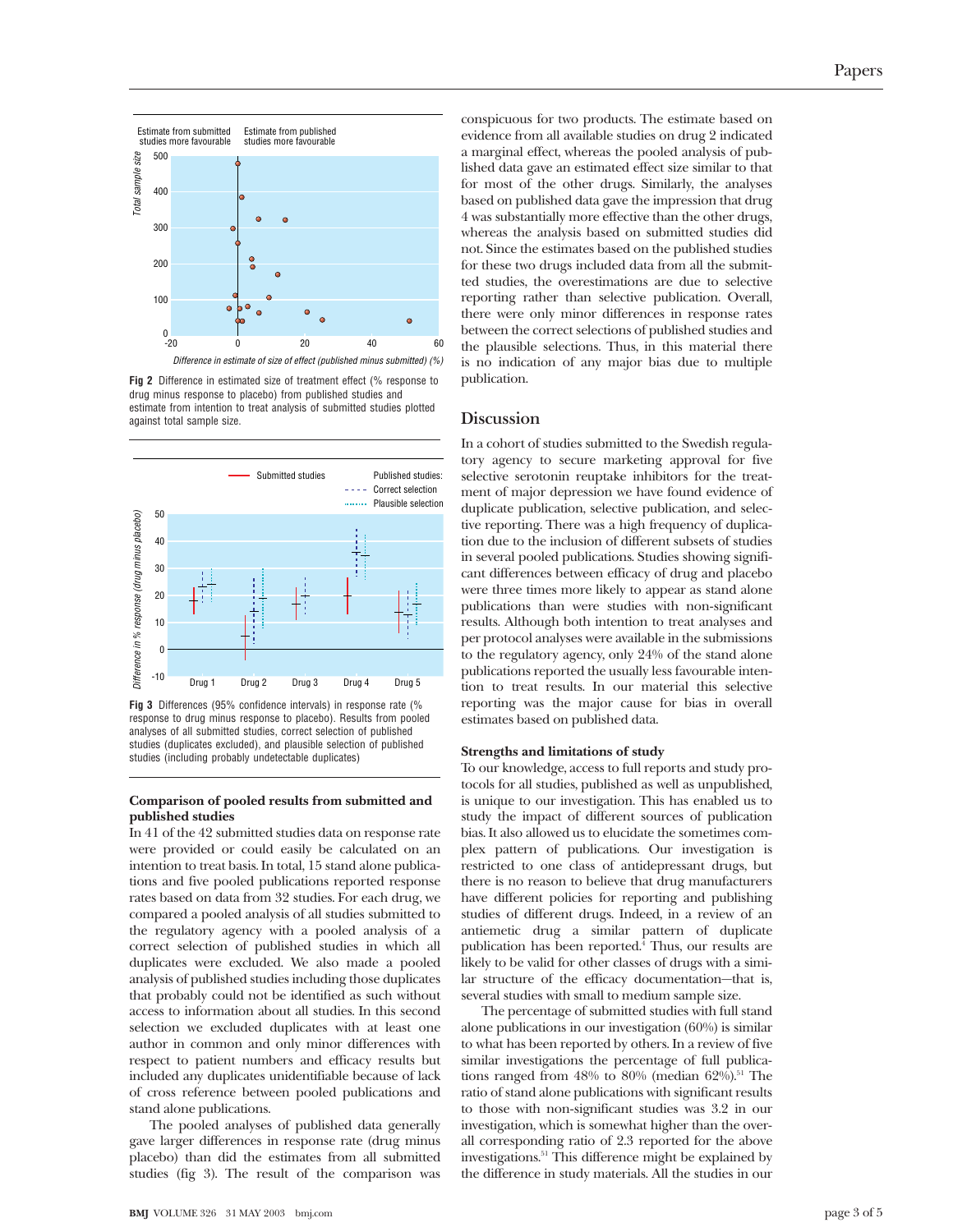Fig 2 Difference in estimated size of treatment effect (% response to drug minus response to placebo) from published studies and estimate from intention to treat analysis of submitted studies plotted against total sample size.

Fig 3 Differences (95% confidence intervals) in response rate (% response to drug minus response to placebo). Results from pooled analyses of all submitted studies, correct selection of published studies (duplicates excluded), and plausible selection of published studies (including probably undetectable duplicates)

### Comparison of pooled results from submitted and published studies

In 41 of the 42 submitted studies data on response rate were provided or could easily be calculated on an intention to treat basis. In total, 15 stand alone publications and five pooled publications reported response rates based on data from 32 studies. For each drug, we compared a pooled analysis of all studies submitted to the regulatory agency with a pooled analysis of a correct selection of published studies in which all duplicates were excluded. We also made a pooled analysis of published studies including those duplicates that probably could not be identified as such without access to information about all studies. In this second selection we excluded duplicates with at least one author in common and only minor differences with respect to patient numbers and efficacy results but included any duplicates unidentifiable because of lack of cross reference between pooled publications and stand alone publications.

The pooled analyses of published data generally gave larger differences in response rate (drug minus placebo) than did the estimates from all submitted studies (fig 3). The result of the comparison was conspicuous for two products. The estimate based on evidence from all available studies on drug 2 indicated a marginal effect, whereas the pooled analysis of published data gave an estimated effect size similar to that for most of the other drugs. Similarly, the analyses based on published data gave the impression that drug 4 was substantially more effective than the other drugs, whereas the analysis based on submitted studies did not. Since the estimates based on the published studies for these two drugs included data from all the submitted studies, the overestimations are due to selective reporting rather than selective publication. Overall, there were only minor differences in response rates between the correct selections of published studies and the plausible selections. Thus, in this material there is no indication of any major bias due to multiple publication.

## Discussion

In a cohort of studies submitted to the Swedish regulatory agency to secure marketing approval for five selective serotonin reuptake inhibitors for the treatment of major depression we have found evidence of duplicate publication, selective publication, and selective reporting. There was a high frequency of duplication due to the inclusion of different subsets of studies in several pooled publications. Studies showing significant differences between efficacy of drug and placebo were three times more likely to appear as stand alone publications than were studies with non-significant results. Although both intention to treat analyses and per protocol analyses were available in the submissions to the regulatory agency, only 24% of the stand alone publications reported the usually less favourable intention to treat results. In our material this selective reporting was the major cause for bias in overall estimates based on published data.

### Strengths and limitations of study

To our knowledge, access to full reports and study protocols for all studies, published as well as unpublished, is unique to our investigation. This has enabled us to study the impact of different sources of publication bias. It also allowed us to elucidate the sometimes complex pattern of publications. Our investigation is restricted to one class of antidepressant drugs, but there is no reason to believe that drug manufacturers have different policies for reporting and publishing studies of different drugs. Indeed, in a review of an antiemetic drug a similar pattern of duplicate publication has been reported.[4] Thus, our results are likely to be valid for other classes of drugs with a similar structure of the efficacy documentation—that is, several studies with small to medium sample size.

The percentage of submitted studies with full stand alone publications in our investigation (60%) is similar to what has been reported by others. In a review of five similar investigations the percentage of full publications ranged from 48% to 80% (median 62%).[51] The ratio of stand alone publications with significant results to those with non-significant studies was 3.2 in our investigation, which is somewhat higher than the overall corresponding ratio of 2.3 reported for the above investigations.[51] This difference might be explained by the difference in study materials. All the studies in our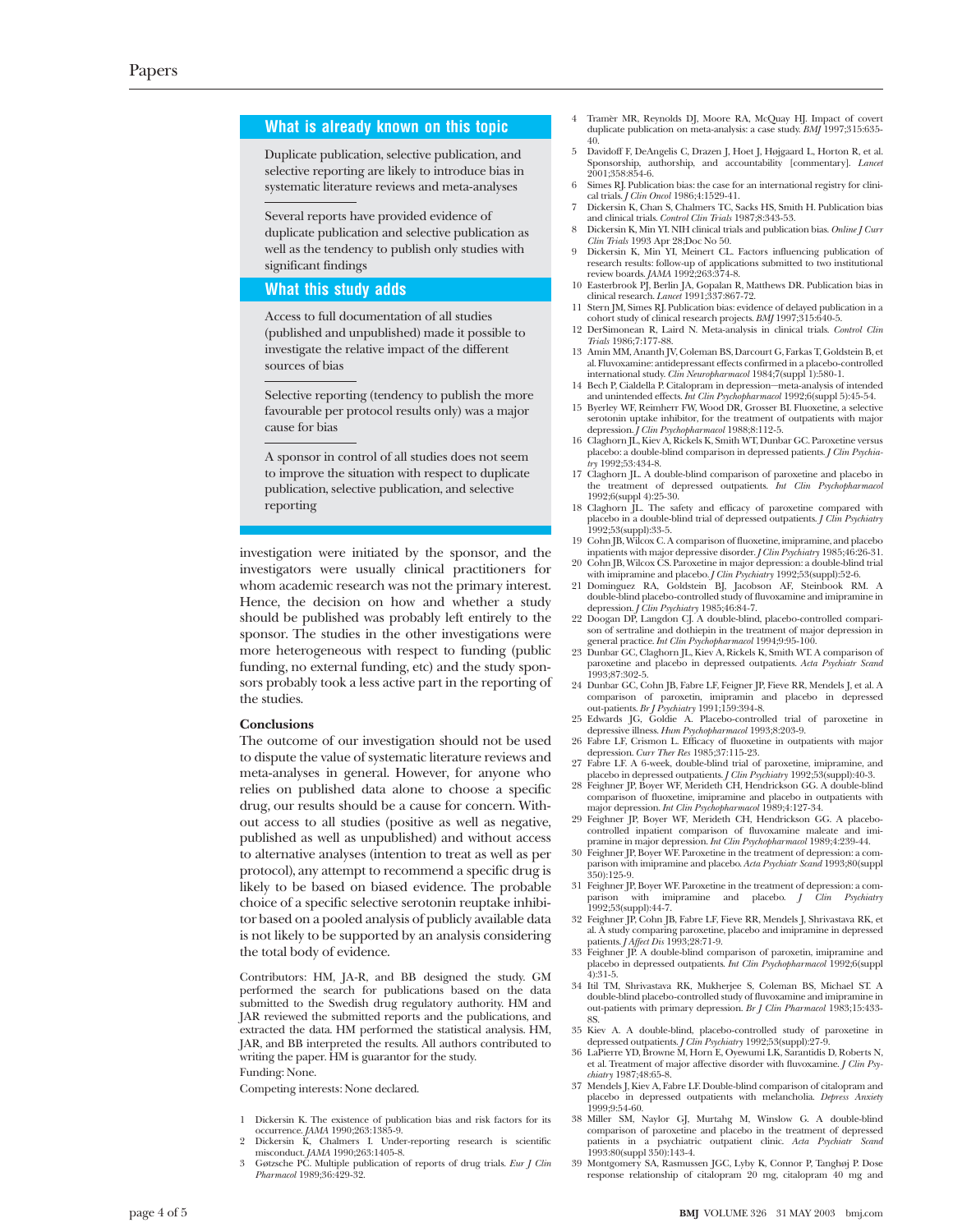## What is already known on this topic

Duplicate publication, selective publication, and selective reporting are likely to introduce bias in systematic literature reviews and meta-analyses

Several reports have provided evidence of duplicate publication and selective publication as well as the tendency to publish only studies with significant findings

## What this study adds

Access to full documentation of all studies (published and unpublished) made it possible to investigate the relative impact of the different sources of bias

Selective reporting (tendency to publish the more favourable per protocol results only) was a major cause for bias

A sponsor in control of all studies does not seem to improve the situation with respect to duplicate publication, selective publication, and selective reporting

investigation were initiated by the sponsor, and the investigators were usually clinical practitioners for whom academic research was not the primary interest. Hence, the decision on how and whether a study should be published was probably left entirely to the sponsor. The studies in the other investigations were more heterogeneous with respect to funding (public funding, no external funding, etc) and the study sponsors probably took a less active part in the reporting of the studies.

### Conclusions

The outcome of our investigation should not be used to dispute the value of systematic literature reviews and meta-analyses in general. However, for anyone who relies on published data alone to choose a specific drug, our results should be a cause for concern. Without access to all studies (positive as well as negative, published as well as unpublished) and without access to alternative analyses (intention to treat as well as per protocol), any attempt to recommend a specific drug is likely to be based on biased evidence. The probable choice of a specific selective serotonin reuptake inhibitor based on a pooled analysis of publicly available data is not likely to be supported by an analysis considering the total body of evidence.

Contributors: HM, JA-R, and BB designed the study. GM performed the search for publications based on the data submitted to the Swedish drug regulatory authority. HM and JAR reviewed the submitted reports and the publications, and extracted the data. HM performed the statistical analysis. HM, JAR, and BB interpreted the results. All authors contributed to writing the paper. HM is guarantor for the study.

Funding: None.

Competing interests: None declared.

1. Dickersin K. The existence of publication bias and risk factors for its occurrence. *JAMA* 1990;263:1385-9.
2. Dickersin K, Chalmers I. Under-reporting research is scientific misconduct. *JAMA* 1990;263:1405-8.
3. Gøtzsche PC. Multiple publication of reports of drug trials. *Eur J Clin Pharmacol* 1989;36:429-32.
4. Tramèr MR, Reynolds DJ, Moore RA, McQuay HJ. Impact of covert duplicate publication on meta-analysis: a case study. *BMJ* 1997;315:635-40.
5. Davidoff F, DeAngelis C, Drazen J, Hoet J, Højgaard L, Horton R, et al. Sponsorship, authorship, and accountability [commentary]. *Lancet* 2001;358:854-6.
6. Simes RJ. Publication bias: the case for an international registry for clinical trials. *J Clin Oncol* 1986;4:1529-41.
7. Dickersin K, Chan S, Chalmers TC, Sacks HS, Smith H. Publication bias and clinical trials. *Control Clin Trials* 1987;8:343-53.
8. Dickersin K, Min YI. NIH clinical trials and publication bias. *Online J Curr Clin Trials* 1993 Apr 28;Doc No 50.
9. Dickersin K, Min YI, Meinert CL. Factors influencing publication of research results: follow-up of applications submitted to two institutional review boards. *JAMA* 1992;263:374-8.
10. Easterbrook PJ, Berlin JA, Gopalan R, Matthews DR. Publication bias in clinical research. *Lancet* 1991;337:867-72.
11. Stern JM, Simes RJ. Publication bias: evidence of delayed publication in a cohort study of clinical research projects. *BMJ* 1997;315:640-5.
12. DerSimonean R, Laird N. Meta-analysis in clinical trials. *Control Clin Trials* 1986;7:177-88.
13. Amin MM, Ananth JV, Coleman BS, Darcourt G, Farkas T, Goldstein B, et al. Fluvoxamine: antidepressant effects confirmed in a placebo-controlled international study. *Clin Neuropharmacol* 1984;7(suppl 1):580-1.
14. Bech P, Cialdella P. Citalopram in depression—meta-analysis of intended and unintended effects. *Int Clin Psychopharmacol* 1992;6(suppl 5):45-54.
15. Byerley WF, Reimherr FW, Wood DR, Grosser BI. Fluoxetine, a selective serotonin uptake inhibitor, for the treatment of outpatients with major depression. *J Clin Psychopharmacol* 1988;8:112-5.
16. Claghorn JL, Kiev A, Rickels K, Smith WT, Dunbar GC. Paroxetine versus placebo: a double-blind comparison in depressed patients. *J Clin Psychiatry* 1992;53:434-8.
17. Claghorn JL. A double-blind comparison of paroxetine and placebo in the treatment of depressed outpatients. *Int Clin Psychopharmacol* 1992;6(suppl 4):25-30.
18. Claghorn JL. The safety and efficacy of paroxetine compared with placebo in a double-blind trial of depressed outpatients. *J Clin Psychiatry* 1992;53(suppl):33-5.
19. Cohn JB, Wilcox C. A comparison of fluoxetine, imipramine, and placebo in patients with major depressive disorder. *J Clin Psychiatry* 1985;46:26-31.
20. Cohn JB, Wilcox CS. Paroxetine in major depression: a double-blind trial with imipramine and placebo. *J Clin Psychiatry* 1992;53(suppl):52-6.
21. Dominguez RA, Goldstein BJ, Jacobson AF, Steinbook RM. A double-blind placebo-controlled study of fluvoxamine and imipramine in depression. *J Clin Psychiatry* 1985;46:84-7.
22. Doogan DP, Langdon CJ. A double-blind, placebo-controlled comparison of sertraline and dothiepin in the treatment of major depression in general practice. *Int Clin Psychopharmacol* 1994;9:95-100.
23. Dunbar GC, Claghorn JL, Kiev A, Rickels K, Smith WT. A comparison of paroxetine and placebo in depressed outpatients. *Acta Psychiatr Scand* 1993;87:302-5.
24. Dunbar GC, Cohn JB, Fabre LF, Feigner JP, Fieve RR, Mendels J, et al. A comparison of paroxetin, imipramin and placebo in depressed out-patients. *Br J Psychiatry* 1991;159:394-8.
25. Edwards JG, Goldie A. Placebo-controlled trial of paroxetine in depressive illness. *Hum Psychopharmacol* 1993;8:203-9.
26. Fabre LF, Crismon L. Efficacy of fluoxetine in outpatients with major depression. *Curr Ther Res* 1985;37:115-23.
27. Fabre LF. A 6-week, double-blind trial of paroxetine, imipramine, and placebo in depressed outpatients. *J Clin Psychiatry* 1992;53(suppl):40-3.
28. Feighner JP, Boyer WF, Merideth CH, Hendrickson GG. A double-blind comparison of fluoxetine, imipramine and placebo in outpatients with major depression. *Int Clin Psychopharmacol* 1989;4:127-34.
29. Feighner JP, Boyer WF, Merideth CH, Hendrickson GG. A placebo-controlled inpatient comparison of fluvoxamine maleate and imipramine in major depression. *Int Clin Psychopharmacol* 1989;4:239-44.
30. Feighner JP, Boyer WF. Paroxetine in the treatment of depression: a comparison with imipramine and placebo. *Acta Psychiatr Scand* 1993;80(suppl 350):125-9.
31. Feighner JP, Boyer WF. Paroxetine in the treatment of depression: a comparison with imipramine and placebo. *J Clin Psychiatry* 1992;53(suppl):44-7.
32. Feighner JP, Cohn JB, Fabre LF, Fieve RR, Mendels J, Shrivastava RK, et al. A study comparing paroxetine, placebo and imipramine in depressed patients. *J Affect Dis* 1993;28:71-9.
33. Feighner JP. A double-blind comparison of paroxetin, imipramine and placebo in depressed outpatients. *Int Clin Psychopharmacol* 1992;6(suppl 4):31-5.
34. Itil TM, Shrivastava RK, Mukherjee S, Coleman BS, Michael ST. A double-blind placebo-controlled study of fluvoxamine and imipramine in out-patients with primary depression. *Br J Clin Pharmacol* 1983;15:433-8S.
35. Kiev A. A double-blind, placebo-controlled study of paroxetine in depressed outpatients. *J Clin Psychiatry* 1992;53(suppl):27-9.
36. LaPierre YD, Browne M, Horn E, Oyewumi LK, Sarantidis D, Roberts N, et al. Treatment of major affective disorder with fluvoxamine. *J Clin Psychiatry* 1987;48:65-8.
37. Mendels J, Kiev A, Fabre LF. Double-blind comparison of citalopram and placebo in depressed outpatients with melancholia. *Depress Anxiety* 1999;9:54-60.
38. Miller SM, Naylor GJ, Murtahg M, Winslow G. A double-blind comparison of paroxetine and placebo in the treatment of depressed patients in a psychiatric outpatient clinic. *Acta Psychiatr Scand* 1993:80(suppl 350):143-4.
39. Montgomery SA, Rasmussen JGC, Lyby K, Connor P, Tanghøj P. Dose response relationship of citalopram 20 mg, citalopram 40 mg and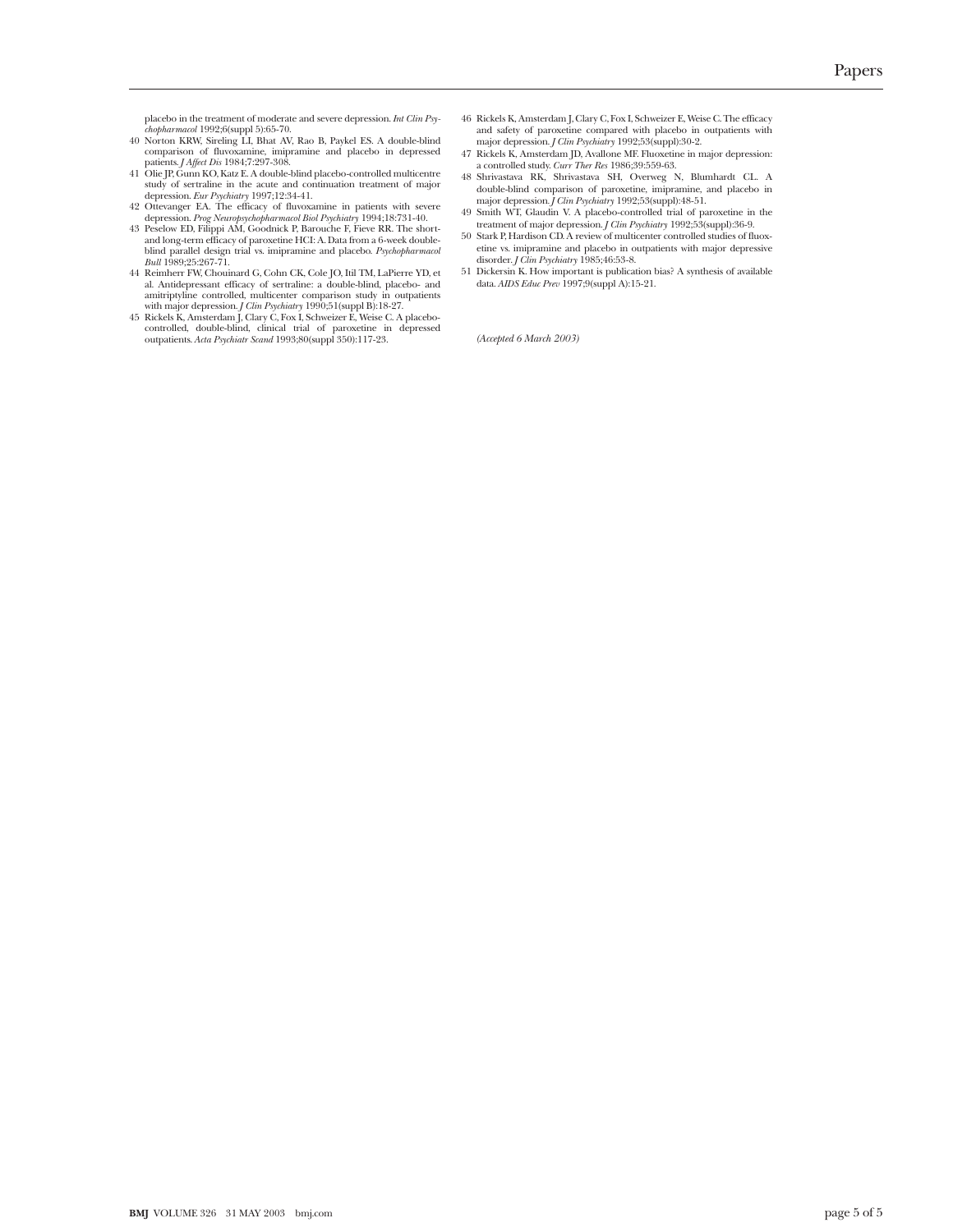placebo in the treatment of moderate and severe depression. *Int Clin Psychopharmacol* 1992;6(suppl 5):65-70.

40 Norton KRW, Sireling LI, Bhat AV, Rao B, Paykel ES. A double-blind comparison of fluvoxamine, imipramine and placebo in depressed patients. *J Affect Dis* 1984;7:297-308.

41 Olie JP, Gunn KO, Katz E. A double-blind placebo-controlled multicentre study of sertraline in the acute and continuation treatment of major depression. *Eur Psychiatry* 1997;12:34-41.

42 Ottevanger EA. The efficacy of fluvoxamine in patients with severe depression. *Prog Neuropsychopharmacol Biol Psychiatry* 1994;18:731-40.

43 Peselow ED, Filippi AM, Goodnick P, Barouche F, Fieve RR. The short- and long-term efficacy of paroxetine HCI: A. Data from a 6-week double-blind parallel design trial vs. imipramine and placebo. *Psychopharmacol Bull* 1989;25:267-71.

44 Reimherr FW, Chouinard G, Cohn CK, Cole JO, Itil TM, LaPierre YD, et al. Antidepressant efficacy of sertraline: a double-blind, placebo- and amitriptyline controlled, multicenter comparison study in outpatients with major depression. *J Clin Psychiatry* 1990;51(suppl B):18-27.

45 Rickels K, Amsterdam J, Clary C, Fox I, Schweizer E, Weise C. A placebo-controlled, double-blind, clinical trial of paroxetine in depressed outpatients. *Acta Psychiatr Scand* 1993;80(suppl 350):117-23.

46 Rickels K, Amsterdam J, Clary C, Fox I, Schweizer E, Weise C. The efficacy and safety of paroxetine compared with placebo in outpatients with major depression. *J Clin Psychiatry* 1992;53(suppl):30-2.

47 Rickels K, Amsterdam JD, Avallone MF. Fluoxetine in major depression: a controlled study. *Curr Ther Res* 1986;39:559-63.

48 Shrivastava RK, Shrivastava SH, Overweg N, Blumhardt CL. A double-blind comparison of paroxetine, imipramine, and placebo in major depression. *J Clin Psychiatry* 1992;53(suppl):48-51.

49 Smith WT, Glaudin V. A placebo-controlled trial of paroxetine in the treatment of major depression. *J Clin Psychiatry* 1992;53(suppl):36-9.

50 Stark P, Hardison CD. A review of multicenter controlled studies of fluoxetine vs. imipramine and placebo in outpatients with major depressive disorder. *J Clin Psychiatry* 1985;46:53-8.

51 Dickersin K. How important is publication bias? A synthesis of available data. *AIDS Educ Prev* 1997;9(suppl A):15-21.

*(Accepted 6 March 2003)*